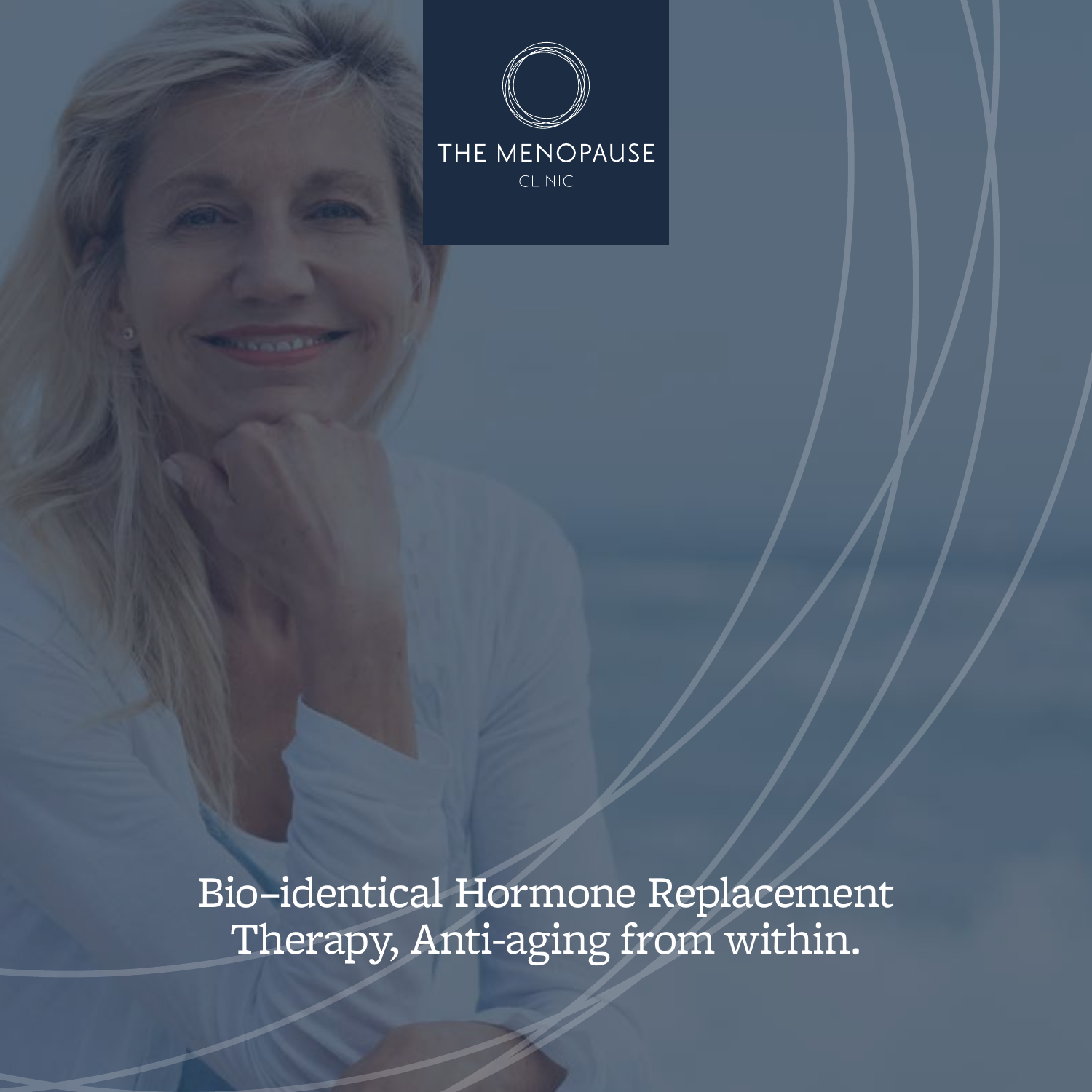THE MENOPAUSE

CLINIC

# Bio-identical Hormone Replacement Therapy, Anti-aging from within.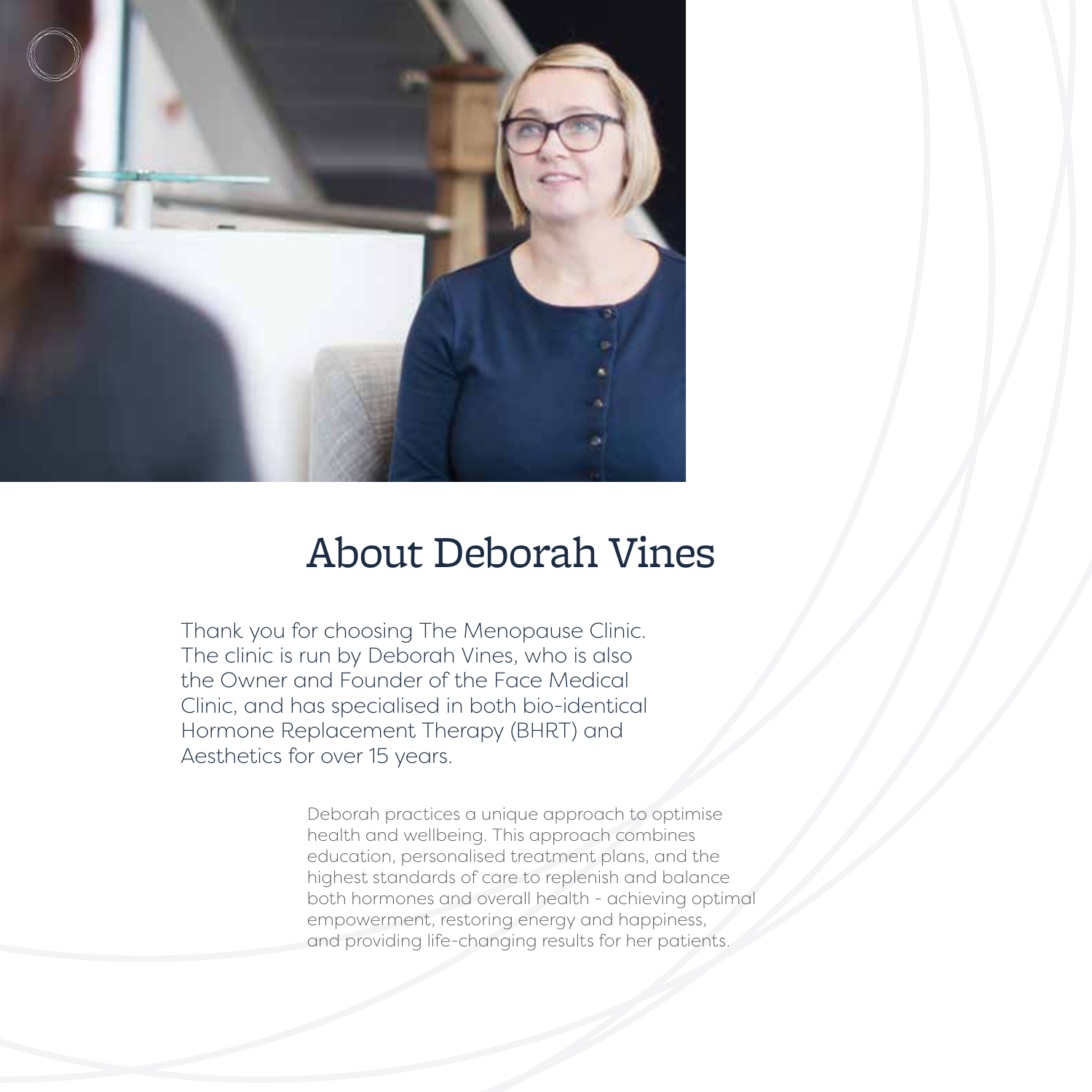# About Deborah Vines

Thank you for choosing The Menopause Clinic. The clinic is run by Deborah Vines, who is also the Owner and Founder of the Face Medical Clinic, and has specialised in both bio-identical Hormone Replacement Therapy (BHRT) and Aesthetics for over 15 years.

Deborah practices a unique approach to optimise health and wellbeing. This approach combines education, personalised treatment plans, and the highest standards of care to replenish and balance both hormones and overall health - achieving optimal empowerment, restoring energy and happiness, and providing life-changing results for her patients.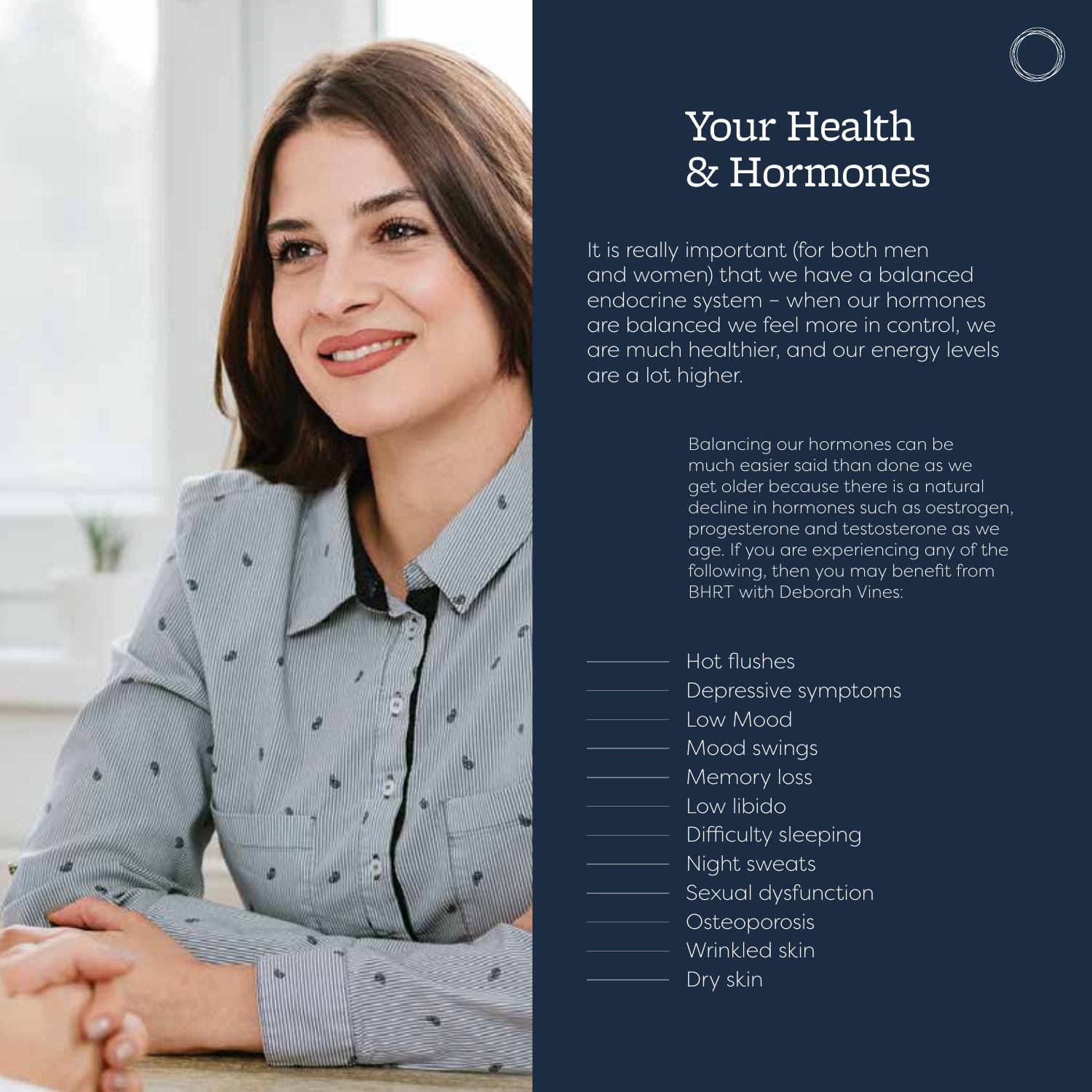# Your Health & Hormones

It is really important (for both men and women) that we have a balanced endocrine system – when our hormones are balanced we feel more in control, we are much healthier, and our energy levels are a lot higher.

Balancing our hormones can be much easier said than done as we get older because there is a natural decline in hormones such as oestrogen, progesterone and testosterone as we age. If you are experiencing any of the following, then you may benefit from BHRT with Deborah Vines:

- Hot flushes
- Depressive symptoms
- Low Mood
- Mood swings
- Memory loss
- Low libido
- Difficulty sleeping
- Night sweats
- Sexual dysfunction
- Osteoporosis
- Wrinkled skin
- Dry skin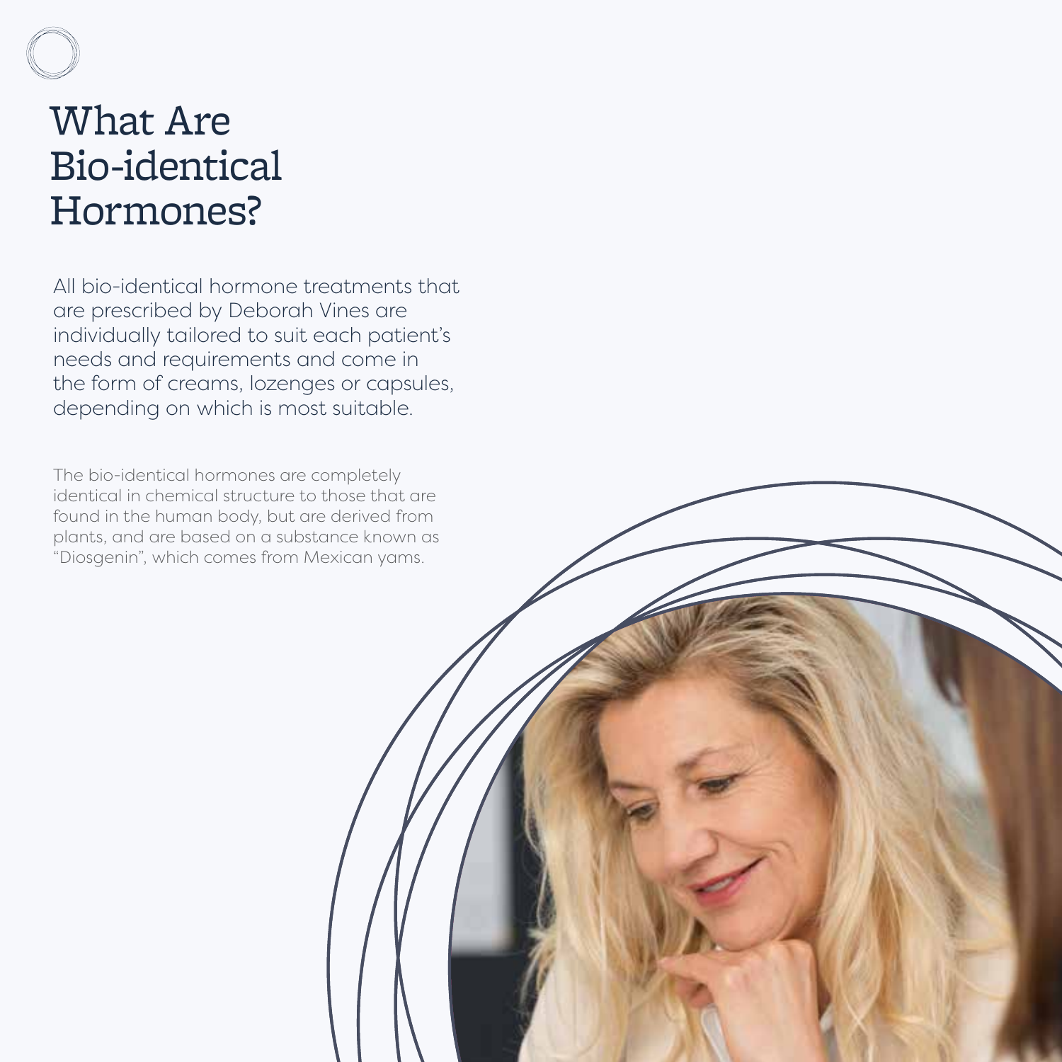# What Are Bio-identical Hormones?

All bio-identical hormone treatments that are prescribed by Deborah Vines are individually tailored to suit each patient's needs and requirements and come in the form of creams, lozenges or capsules, depending on which is most suitable.

The bio-identical hormones are completely identical in chemical structure to those that are found in the human body, but are derived from plants, and are based on a substance known as "Diosgenin", which comes from Mexican yams.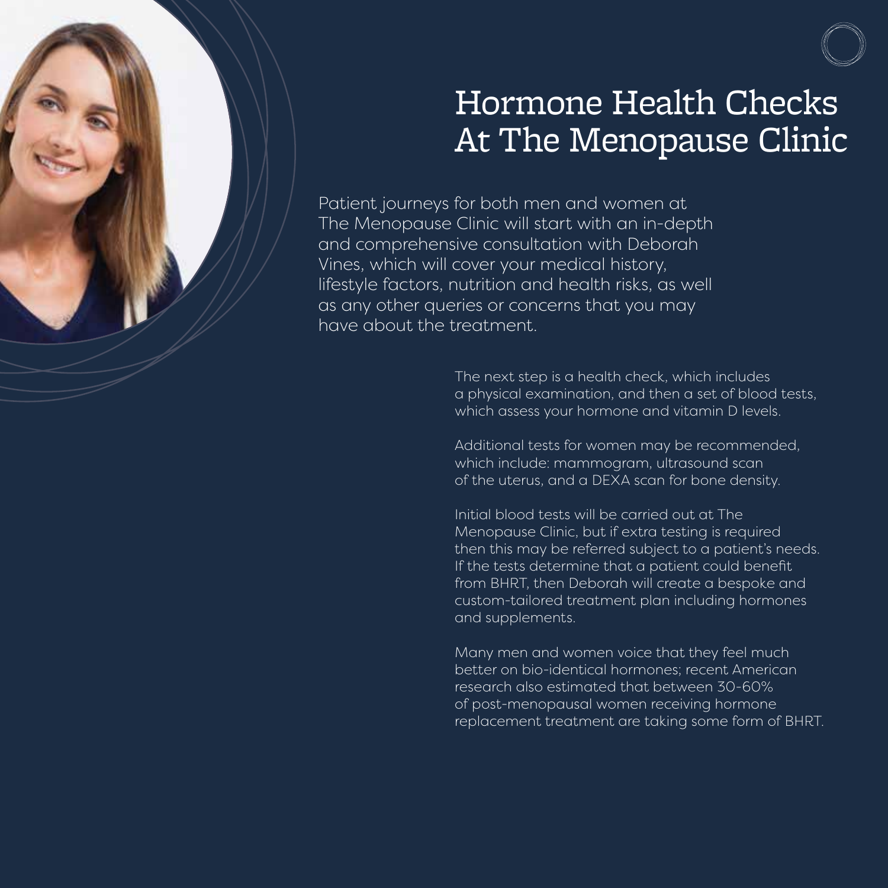# Hormone Health Checks At The Menopause Clinic

Patient journeys for both men and women at The Menopause Clinic will start with an in-depth and comprehensive consultation with Deborah Vines, which will cover your medical history, lifestyle factors, nutrition and health risks, as well as any other queries or concerns that you may have about the treatment.

The next step is a health check, which includes a physical examination, and then a set of blood tests, which assess your hormone and vitamin D levels.

Additional tests for women may be recommended, which include: mammogram, ultrasound scan of the uterus, and a DEXA scan for bone density.

Initial blood tests will be carried out at The Menopause Clinic, but if extra testing is required then this may be referred subject to a patient's needs. If the tests determine that a patient could benefit from BHRT, then Deborah will create a bespoke and custom-tailored treatment plan including hormones and supplements.

Many men and women voice that they feel much better on bio-identical hormones; recent American research also estimated that between 30-60% of post-menopausal women receiving hormone replacement treatment are taking some form of BHRT.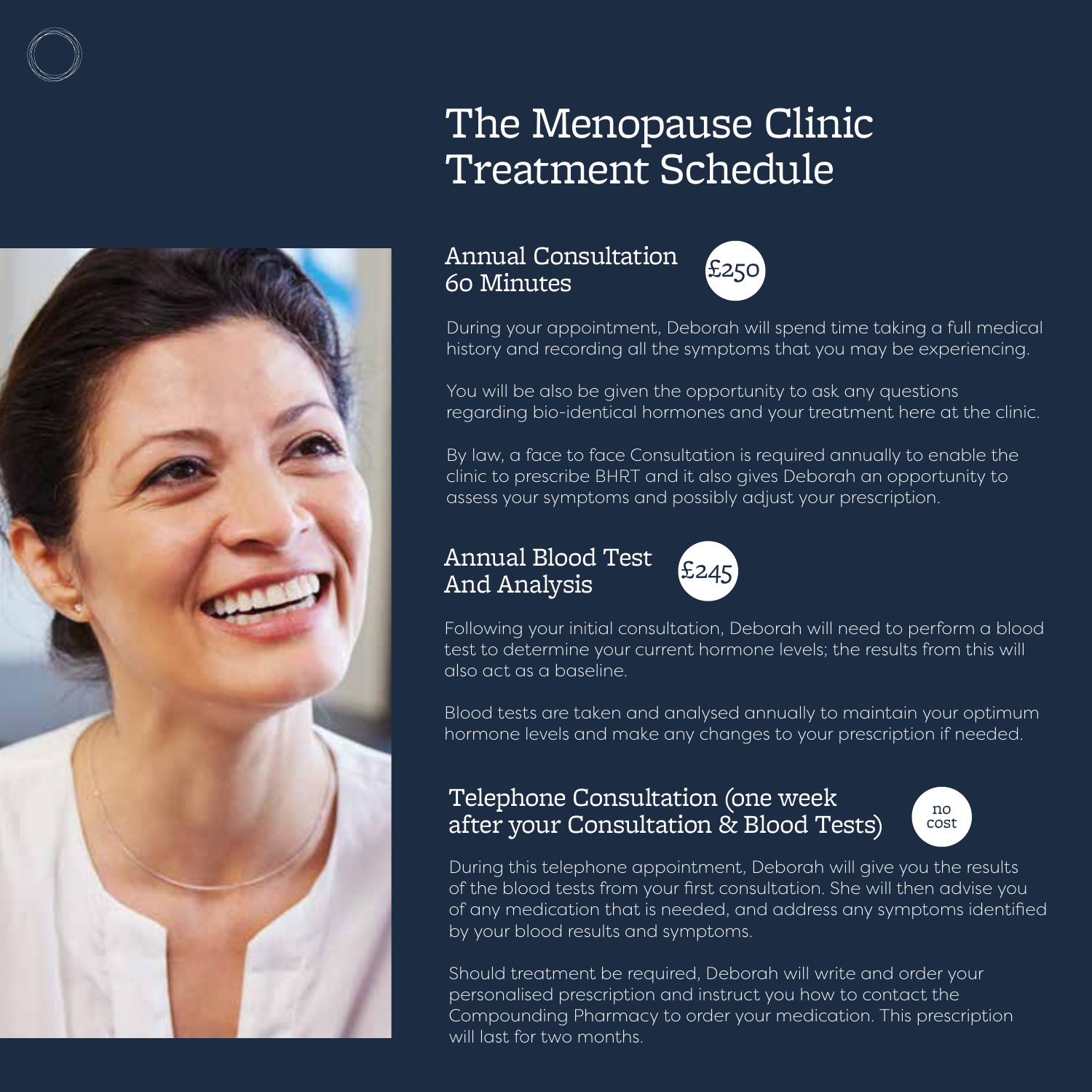# The Menopause Clinic Treatment Schedule

## Annual Consultation 60 Minutes

£250

During your appointment, Deborah will spend time taking a full medical history and recording all the symptoms that you may be experiencing.

You will be also be given the opportunity to ask any questions regarding bio-identical hormones and your treatment here at the clinic.

By law, a face to face Consultation is required annually to enable the clinic to prescribe BHRT and it also gives Deborah an opportunity to assess your symptoms and possibly adjust your prescription.

## Annual Blood Test And Analysis

£245

Following your initial consultation, Deborah will need to perform a blood test to determine your current hormone levels; the results from this will also act as a baseline.

Blood tests are taken and analysed annually to maintain your optimum hormone levels and make any changes to your prescription if needed.

## Telephone Consultation (one week after your Consultation & Blood Tests)

no cost

During this telephone appointment, Deborah will give you the results of the blood tests from your first consultation. She will then advise you of any medication that is needed, and address any symptoms identified by your blood results and symptoms.

Should treatment be required, Deborah will write and order your personalised prescription and instruct you how to contact the Compounding Pharmacy to order your medication. This prescription will last for two months.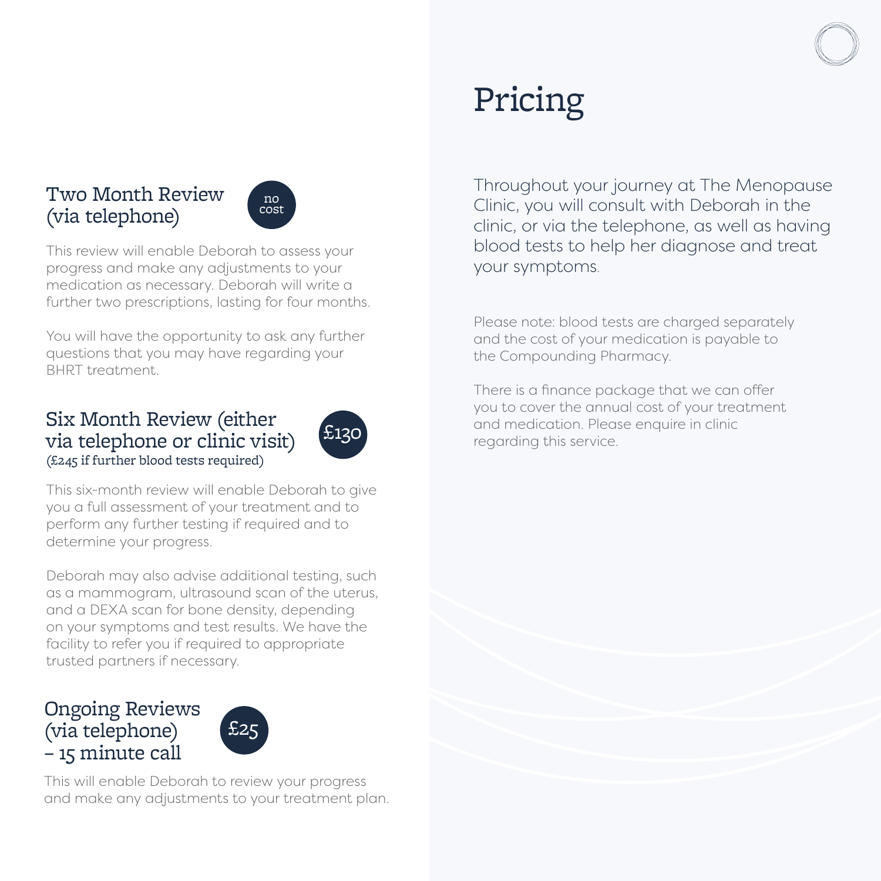## Two Month Review (via telephone)

no cost

This review will enable Deborah to assess your progress and make any adjustments to your medication as necessary. Deborah will write a further two prescriptions, lasting for four months.

You will have the opportunity to ask any further questions that you may have regarding your BHRT treatment.

## Six Month Review (either via telephone or clinic visit)

(£245 if further blood tests required)

£130

This six-month review will enable Deborah to give you a full assessment of your treatment and to perform any further testing if required and to determine your progress.

Deborah may also advise additional testing, such as a mammogram, ultrasound scan of the uterus, and a DEXA scan for bone density, depending on your symptoms and test results. We have the facility to refer you if required to appropriate trusted partners if necessary.

## Ongoing Reviews (via telephone) – 15 minute call

£25

This will enable Deborah to review your progress and make any adjustments to your treatment plan.

# Pricing

Throughout your journey at The Menopause Clinic, you will consult with Deborah in the clinic, or via the telephone, as well as having blood tests to help her diagnose and treat your symptoms.

Please note: blood tests are charged separately and the cost of your medication is payable to the Compounding Pharmacy.

There is a finance package that we can offer you to cover the annual cost of your treatment and medication. Please enquire in clinic regarding this service.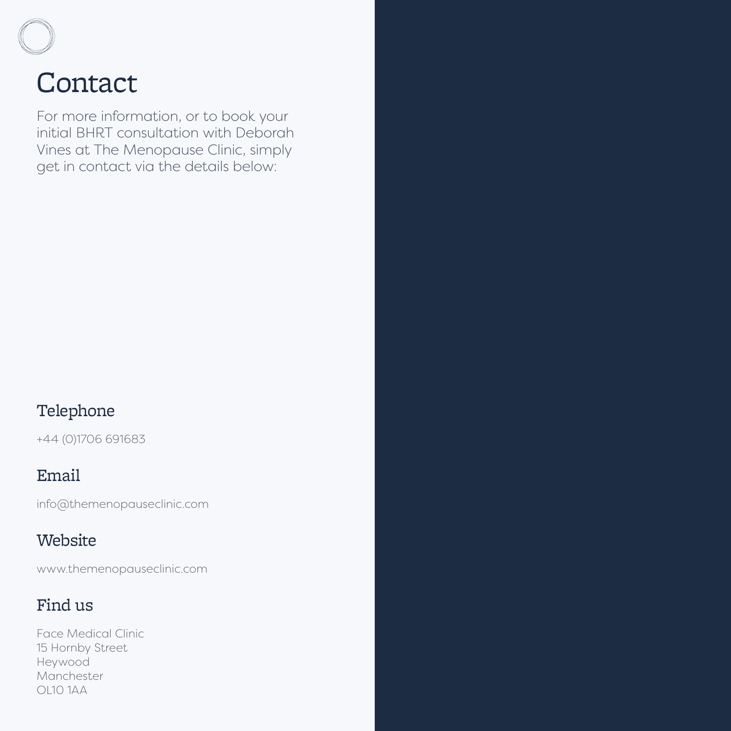# Contact

For more information, or to book your initial BHRT consultation with Deborah Vines at The Menopause Clinic, simply get in contact via the details below:

## Telephone

+44 (0)1706 691683

## Email

info@themenopauseclinic.com

## Website

www.themenopauseclinic.com

## Find us

Face Medical Clinic
15 Hornby Street
Heywood
Manchester
OL10 1AA